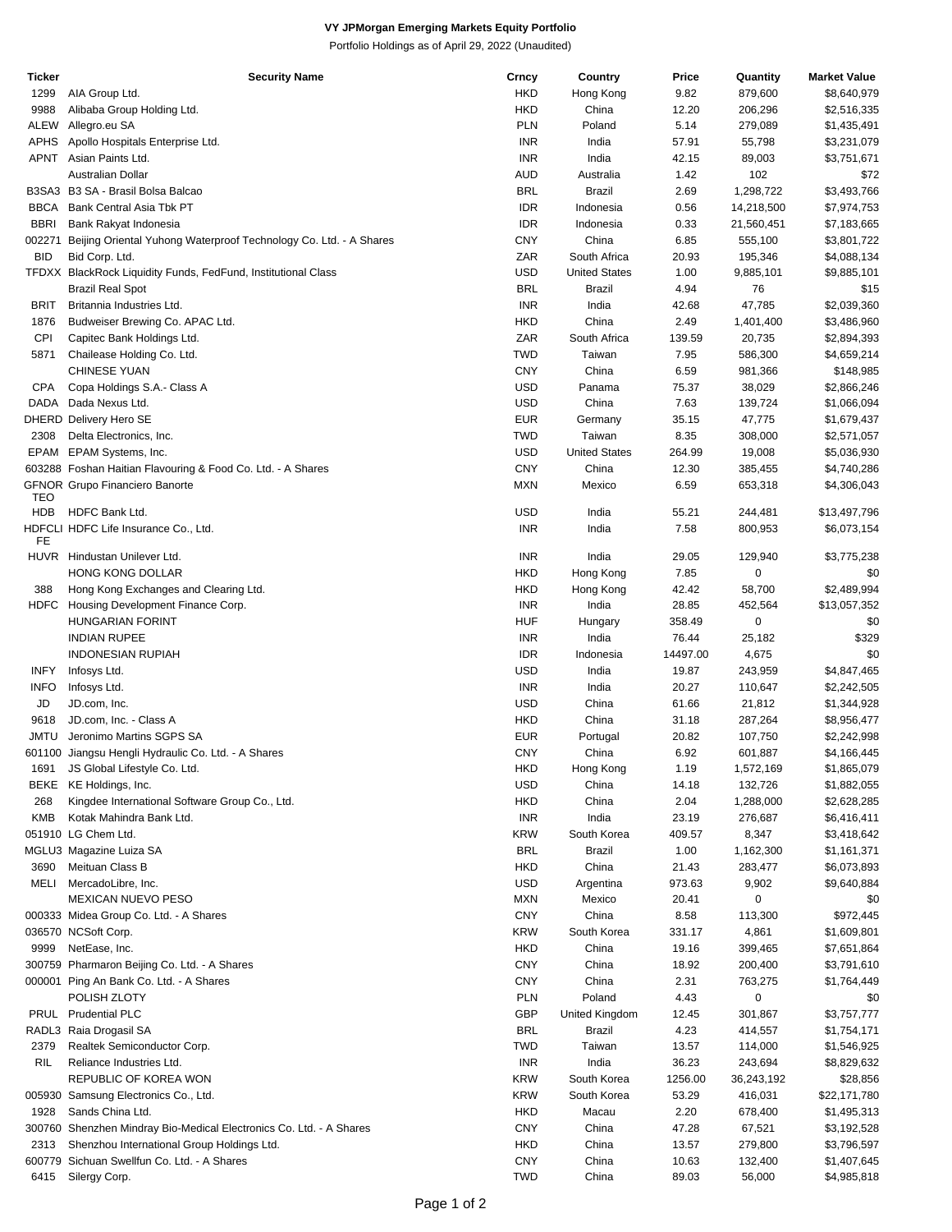**VY JPMorgan Emerging Markets Equity Portfolio**

Portfolio Holdings as of April 29, 2022 (Unaudited)

| Ticker | Security Name | Crncy | Country | Price | Quantity | Market Value |
|---|---|---|---|---|---|---|
| 1299 | AIA Group Ltd. | HKD | Hong Kong | 9.82 | 879,600 | $8,640,979 |
| 9988 | Alibaba Group Holding Ltd. | HKD | China | 12.20 | 206,296 | $2,516,335 |
| ALEW | Allegro.eu SA | PLN | Poland | 5.14 | 279,089 | $1,435,491 |
| APHS | Apollo Hospitals Enterprise Ltd. | INR | India | 57.91 | 55,798 | $3,231,079 |
| APNT | Asian Paints Ltd. | INR | India | 42.15 | 89,003 | $3,751,671 |
| | Australian Dollar | AUD | Australia | 1.42 | 102 | $72 |
| B3SA3 | B3 SA - Brasil Bolsa Balcao | BRL | Brazil | 2.69 | 1,298,722 | $3,493,766 |
| BBCA | Bank Central Asia Tbk PT | IDR | Indonesia | 0.56 | 14,218,500 | $7,974,753 |
| BBRI | Bank Rakyat Indonesia | IDR | Indonesia | 0.33 | 21,560,451 | $7,183,665 |
| 002271 | Beijing Oriental Yuhong Waterproof Technology Co. Ltd. - A Shares | CNY | China | 6.85 | 555,100 | $3,801,722 |
| BID | Bid Corp. Ltd. | ZAR | South Africa | 20.93 | 195,346 | $4,088,134 |
| TFDXX | BlackRock Liquidity Funds, FedFund, Institutional Class | USD | United States | 1.00 | 9,885,101 | $9,885,101 |
| | Brazil Real Spot | BRL | Brazil | 4.94 | 76 | $15 |
| BRIT | Britannia Industries Ltd. | INR | India | 42.68 | 47,785 | $2,039,360 |
| 1876 | Budweiser Brewing Co. APAC Ltd. | HKD | China | 2.49 | 1,401,400 | $3,486,960 |
| CPI | Capitec Bank Holdings Ltd. | ZAR | South Africa | 139.59 | 20,735 | $2,894,393 |
| 5871 | Chailease Holding Co. Ltd. | TWD | Taiwan | 7.95 | 586,300 | $4,659,214 |
| | CHINESE YUAN | CNY | China | 6.59 | 981,366 | $148,985 |
| CPA | Copa Holdings S.A.- Class A | USD | Panama | 75.37 | 38,029 | $2,866,246 |
| DADA | Dada Nexus Ltd. | USD | China | 7.63 | 139,724 | $1,066,094 |
| DHERD | Delivery Hero SE | EUR | Germany | 35.15 | 47,775 | $1,679,437 |
| 2308 | Delta Electronics, Inc. | TWD | Taiwan | 8.35 | 308,000 | $2,571,057 |
| EPAM | EPAM Systems, Inc. | USD | United States | 264.99 | 19,008 | $5,036,930 |
| 603288 | Foshan Haitian Flavouring & Food Co. Ltd. - A Shares | CNY | China | 12.30 | 385,455 | $4,740,286 |
| GFNORTEO | Grupo Financiero Banorte | MXN | Mexico | 6.59 | 653,318 | $4,306,043 |
| HDB | HDFC Bank Ltd. | USD | India | 55.21 | 244,481 | $13,497,796 |
| HDFCLIFE | HDFC Life Insurance Co., Ltd. | INR | India | 7.58 | 800,953 | $6,073,154 |
| HUVR | Hindustan Unilever Ltd. | INR | India | 29.05 | 129,940 | $3,775,238 |
| | HONG KONG DOLLAR | HKD | Hong Kong | 7.85 | 0 | $0 |
| 388 | Hong Kong Exchanges and Clearing Ltd. | HKD | Hong Kong | 42.42 | 58,700 | $2,489,994 |
| HDFC | Housing Development Finance Corp. | INR | India | 28.85 | 452,564 | $13,057,352 |
| | HUNGARIAN FORINT | HUF | Hungary | 358.49 | 0 | $0 |
| | INDIAN RUPEE | INR | India | 76.44 | 25,182 | $329 |
| | INDONESIAN RUPIAH | IDR | Indonesia | 14497.00 | 4,675 | $0 |
| INFY | Infosys Ltd. | USD | India | 19.87 | 243,959 | $4,847,465 |
| INFO | Infosys Ltd. | INR | India | 20.27 | 110,647 | $2,242,505 |
| JD | JD.com, Inc. | USD | China | 61.66 | 21,812 | $1,344,928 |
| 9618 | JD.com, Inc. - Class A | HKD | China | 31.18 | 287,264 | $8,956,477 |
| JMTU | Jeronimo Martins SGPS SA | EUR | Portugal | 20.82 | 107,750 | $2,242,998 |
| 601100 | Jiangsu Hengli Hydraulic Co. Ltd. - A Shares | CNY | China | 6.92 | 601,887 | $4,166,445 |
| 1691 | JS Global Lifestyle Co. Ltd. | HKD | Hong Kong | 1.19 | 1,572,169 | $1,865,079 |
| BEKE | KE Holdings, Inc. | USD | China | 14.18 | 132,726 | $1,882,055 |
| 268 | Kingdee International Software Group Co., Ltd. | HKD | China | 2.04 | 1,288,000 | $2,628,285 |
| KMB | Kotak Mahindra Bank Ltd. | INR | India | 23.19 | 276,687 | $6,416,411 |
| 051910 | LG Chem Ltd. | KRW | South Korea | 409.57 | 8,347 | $3,418,642 |
| MGLU3 | Magazine Luiza SA | BRL | Brazil | 1.00 | 1,162,300 | $1,161,371 |
| 3690 | Meituan Class B | HKD | China | 21.43 | 283,477 | $6,073,893 |
| MELI | MercadoLibre, Inc. | USD | Argentina | 973.63 | 9,902 | $9,640,884 |
| | MEXICAN NUEVO PESO | MXN | Mexico | 20.41 | 0 | $0 |
| 000333 | Midea Group Co. Ltd. - A Shares | CNY | China | 8.58 | 113,300 | $972,445 |
| 036570 | NCSoft Corp. | KRW | South Korea | 331.17 | 4,861 | $1,609,801 |
| 9999 | NetEase, Inc. | HKD | China | 19.16 | 399,465 | $7,651,864 |
| 300759 | Pharmaron Beijing Co. Ltd. - A Shares | CNY | China | 18.92 | 200,400 | $3,791,610 |
| 000001 | Ping An Bank Co. Ltd. - A Shares | CNY | China | 2.31 | 763,275 | $1,764,449 |
| | POLISH ZLOTY | PLN | Poland | 4.43 | 0 | $0 |
| PRUL | Prudential PLC | GBP | United Kingdom | 12.45 | 301,867 | $3,757,777 |
| RADL3 | Raia Drogasil SA | BRL | Brazil | 4.23 | 414,557 | $1,754,171 |
| 2379 | Realtek Semiconductor Corp. | TWD | Taiwan | 13.57 | 114,000 | $1,546,925 |
| RIL | Reliance Industries Ltd. | INR | India | 36.23 | 243,694 | $8,829,632 |
| | REPUBLIC OF KOREA WON | KRW | South Korea | 1256.00 | 36,243,192 | $28,856 |
| 005930 | Samsung Electronics Co., Ltd. | KRW | South Korea | 53.29 | 416,031 | $22,171,780 |
| 1928 | Sands China Ltd. | HKD | Macau | 2.20 | 678,400 | $1,495,313 |
| 300760 | Shenzhen Mindray Bio-Medical Electronics Co. Ltd. - A Shares | CNY | China | 47.28 | 67,521 | $3,192,528 |
| 2313 | Shenzhou International Group Holdings Ltd. | HKD | China | 13.57 | 279,800 | $3,796,597 |
| 600779 | Sichuan Swellfun Co. Ltd. - A Shares | CNY | China | 10.63 | 132,400 | $1,407,645 |
| 6415 | Silergy Corp. | TWD | China | 89.03 | 56,000 | $4,985,818 |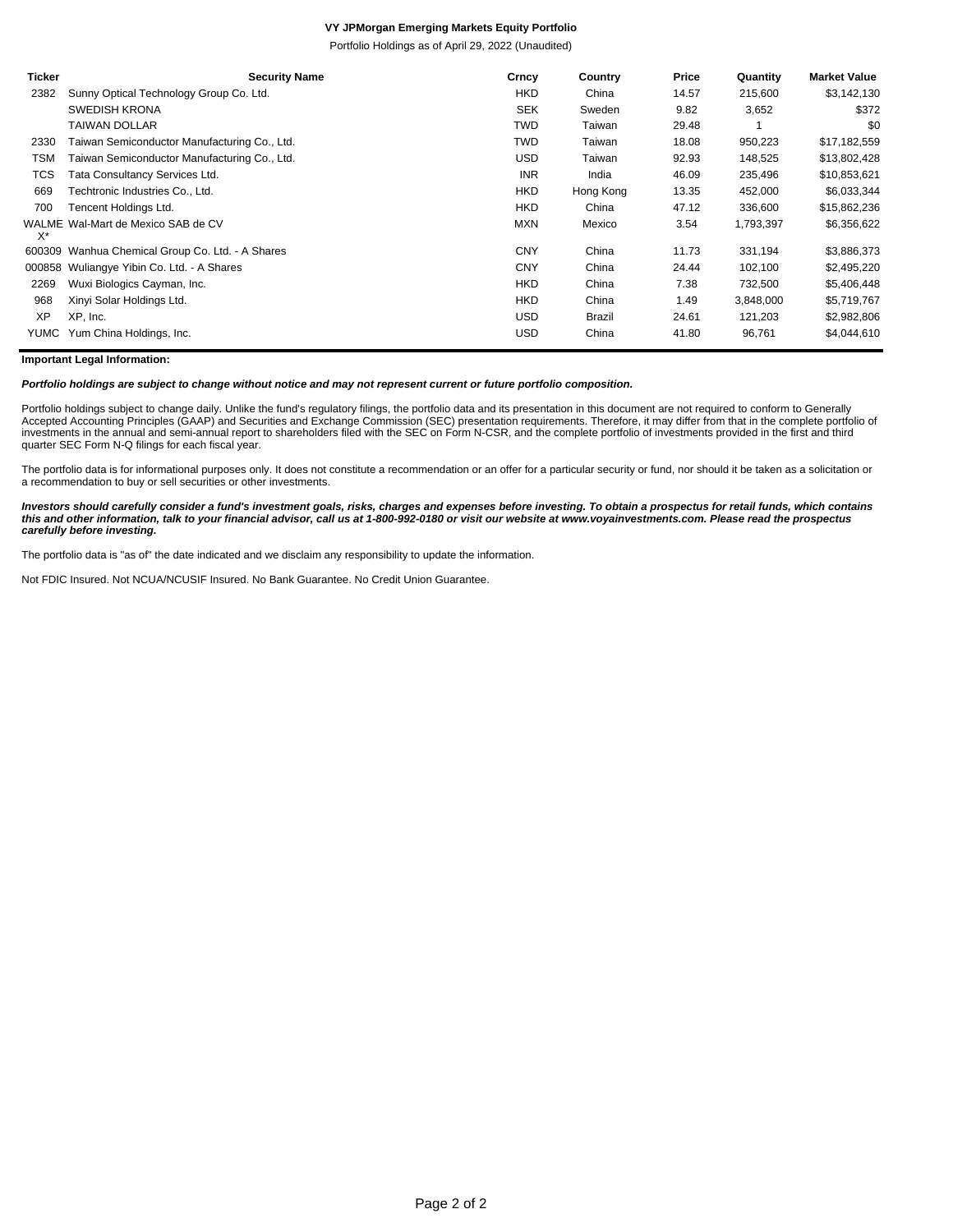**VY JPMorgan Emerging Markets Equity Portfolio**

Portfolio Holdings as of April 29, 2022 (Unaudited)

| Ticker | Security Name | Crncy | Country | Price | Quantity | Market Value |
|---|---|---|---|---|---|---|
| 2382 | Sunny Optical Technology Group Co. Ltd. | HKD | China | 14.57 | 215,600 | $3,142,130 |
| | SWEDISH KRONA | SEK | Sweden | 9.82 | 3,652 | $372 |
| | TAIWAN DOLLAR | TWD | Taiwan | 29.48 | 1 | $0 |
| 2330 | Taiwan Semiconductor Manufacturing Co., Ltd. | TWD | Taiwan | 18.08 | 950,223 | $17,182,559 |
| TSM | Taiwan Semiconductor Manufacturing Co., Ltd. | USD | Taiwan | 92.93 | 148,525 | $13,802,428 |
| TCS | Tata Consultancy Services Ltd. | INR | India | 46.09 | 235,496 | $10,853,621 |
| 669 | Techtronic Industries Co., Ltd. | HKD | Hong Kong | 13.35 | 452,000 | $6,033,344 |
| 700 | Tencent Holdings Ltd. | HKD | China | 47.12 | 336,600 | $15,862,236 |
| WALMEX* | Wal-Mart de Mexico SAB de CV | MXN | Mexico | 3.54 | 1,793,397 | $6,356,622 |
| 600309 | Wanhua Chemical Group Co. Ltd. - A Shares | CNY | China | 11.73 | 331,194 | $3,886,373 |
| 000858 | Wuliangye Yibin Co. Ltd. - A Shares | CNY | China | 24.44 | 102,100 | $2,495,220 |
| 2269 | Wuxi Biologics Cayman, Inc. | HKD | China | 7.38 | 732,500 | $5,406,448 |
| 968 | Xinyi Solar Holdings Ltd. | HKD | China | 1.49 | 3,848,000 | $5,719,767 |
| XP | XP, Inc. | USD | Brazil | 24.61 | 121,203 | $2,982,806 |
| YUMC | Yum China Holdings, Inc. | USD | China | 41.80 | 96,761 | $4,044,610 |

**Important Legal Information:**

***Portfolio holdings are subject to change without notice and may not represent current or future portfolio composition.***

Portfolio holdings subject to change daily. Unlike the fund's regulatory filings, the portfolio data and its presentation in this document are not required to conform to Generally Accepted Accounting Principles (GAAP) and Securities and Exchange Commission (SEC) presentation requirements. Therefore, it may differ from that in the complete portfolio of investments in the annual and semi-annual report to shareholders filed with the SEC on Form N-CSR, and the complete portfolio of investments provided in the first and third quarter SEC Form N-Q filings for each fiscal year.

The portfolio data is for informational purposes only. It does not constitute a recommendation or an offer for a particular security or fund, nor should it be taken as a solicitation or a recommendation to buy or sell securities or other investments.

***Investors should carefully consider a fund's investment goals, risks, charges and expenses before investing. To obtain a prospectus for retail funds, which contains this and other information, talk to your financial advisor, call us at 1-800-992-0180 or visit our website at www.voyainvestments.com. Please read the prospectus carefully before investing.***

The portfolio data is "as of" the date indicated and we disclaim any responsibility to update the information.

Not FDIC Insured. Not NCUA/NCUSIF Insured. No Bank Guarantee. No Credit Union Guarantee.